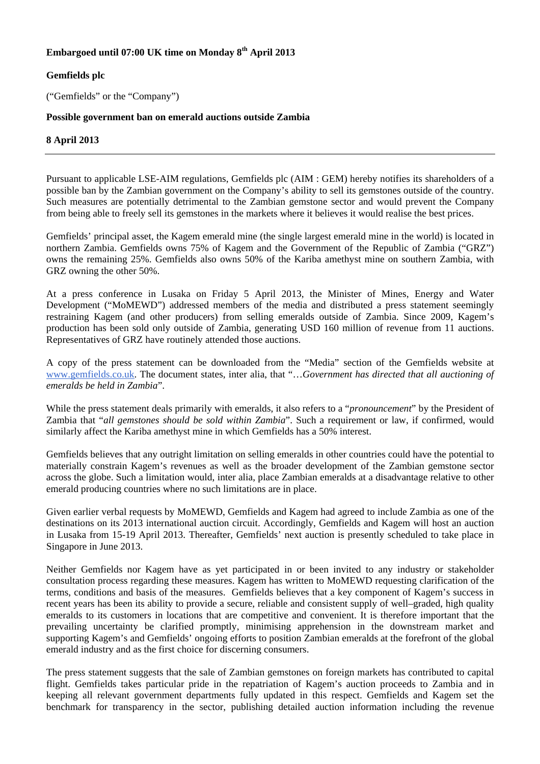**Embargoed until 07:00 UK time on Monday 8th April 2013**

**Gemfields plc**

("Gemfields" or the "Company")

**Possible government ban on emerald auctions outside Zambia**

**8 April 2013**

---

Pursuant to applicable LSE-AIM regulations, Gemfields plc (AIM : GEM) hereby notifies its shareholders of a possible ban by the Zambian government on the Company's ability to sell its gemstones outside of the country. Such measures are potentially detrimental to the Zambian gemstone sector and would prevent the Company from being able to freely sell its gemstones in the markets where it believes it would realise the best prices.

Gemfields' principal asset, the Kagem emerald mine (the single largest emerald mine in the world) is located in northern Zambia. Gemfields owns 75% of Kagem and the Government of the Republic of Zambia ("GRZ") owns the remaining 25%. Gemfields also owns 50% of the Kariba amethyst mine on southern Zambia, with GRZ owning the other 50%.

At a press conference in Lusaka on Friday 5 April 2013, the Minister of Mines, Energy and Water Development ("MoMEWD") addressed members of the media and distributed a press statement seemingly restraining Kagem (and other producers) from selling emeralds outside of Zambia. Since 2009, Kagem's production has been sold only outside of Zambia, generating USD 160 million of revenue from 11 auctions. Representatives of GRZ have routinely attended those auctions.

A copy of the press statement can be downloaded from the "Media" section of the Gemfields website at www.gemfields.co.uk. The document states, inter alia, that "…*Government has directed that all auctioning of emeralds be held in Zambia*".

While the press statement deals primarily with emeralds, it also refers to a "*pronouncement*" by the President of Zambia that "*all gemstones should be sold within Zambia*". Such a requirement or law, if confirmed, would similarly affect the Kariba amethyst mine in which Gemfields has a 50% interest.

Gemfields believes that any outright limitation on selling emeralds in other countries could have the potential to materially constrain Kagem's revenues as well as the broader development of the Zambian gemstone sector across the globe. Such a limitation would, inter alia, place Zambian emeralds at a disadvantage relative to other emerald producing countries where no such limitations are in place.

Given earlier verbal requests by MoMEWD, Gemfields and Kagem had agreed to include Zambia as one of the destinations on its 2013 international auction circuit. Accordingly, Gemfields and Kagem will host an auction in Lusaka from 15-19 April 2013. Thereafter, Gemfields' next auction is presently scheduled to take place in Singapore in June 2013.

Neither Gemfields nor Kagem have as yet participated in or been invited to any industry or stakeholder consultation process regarding these measures. Kagem has written to MoMEWD requesting clarification of the terms, conditions and basis of the measures. Gemfields believes that a key component of Kagem's success in recent years has been its ability to provide a secure, reliable and consistent supply of well–graded, high quality emeralds to its customers in locations that are competitive and convenient. It is therefore important that the prevailing uncertainty be clarified promptly, minimising apprehension in the downstream market and supporting Kagem's and Gemfields' ongoing efforts to position Zambian emeralds at the forefront of the global emerald industry and as the first choice for discerning consumers.

The press statement suggests that the sale of Zambian gemstones on foreign markets has contributed to capital flight. Gemfields takes particular pride in the repatriation of Kagem's auction proceeds to Zambia and in keeping all relevant government departments fully updated in this respect. Gemfields and Kagem set the benchmark for transparency in the sector, publishing detailed auction information including the revenue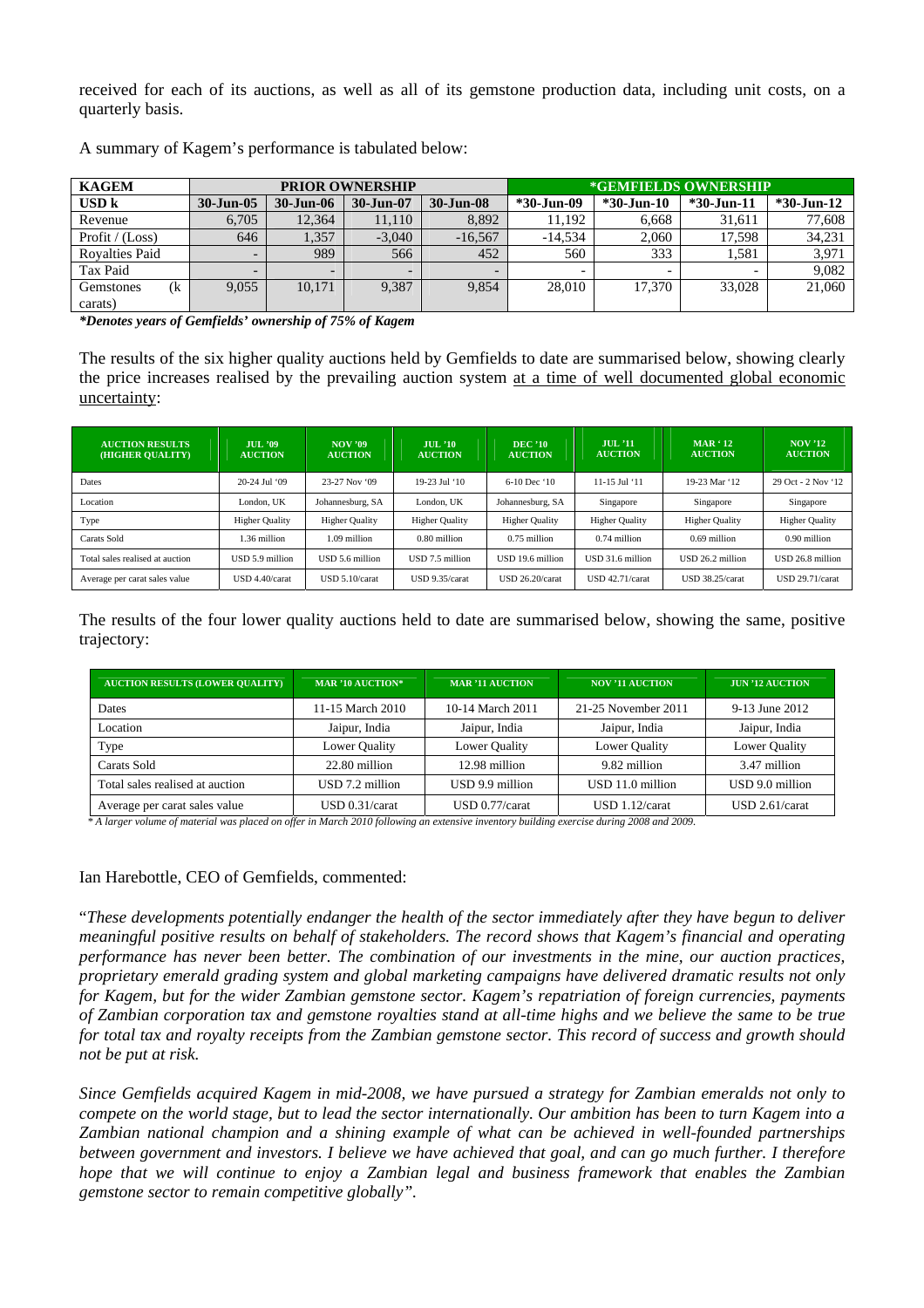received for each of its auctions, as well as all of its gemstone production data, including unit costs, on a quarterly basis.

A summary of Kagem's performance is tabulated below:

| KAGEM | PRIOR OWNERSHIP | | | | *GEMFIELDS OWNERSHIP | | | |
|---|---|---|---|---|---|---|---|---|
| USD k | 30-Jun-05 | 30-Jun-06 | 30-Jun-07 | 30-Jun-08 | *30-Jun-09 | *30-Jun-10 | *30-Jun-11 | *30-Jun-12 |
| Revenue | 6,705 | 12,364 | 11,110 | 8,892 | 11,192 | 6,668 | 31,611 | 77,608 |
| Profit / (Loss) | 646 | 1,357 | -3,040 | -16,567 | -14,534 | 2,060 | 17,598 | 34,231 |
| Royalties Paid | - | 989 | 566 | 452 | 560 | 333 | 1,581 | 3,971 |
| Tax Paid | - | - | - | - | - | - | - | 9,082 |
| Gemstones (k carats) | 9,055 | 10,171 | 9,387 | 9,854 | 28,010 | 17,370 | 33,028 | 21,060 |

***Denotes years of Gemfields' ownership of 75% of Kagem***

The results of the six higher quality auctions held by Gemfields to date are summarised below, showing clearly the price increases realised by the prevailing auction system at a time of well documented global economic uncertainty:

| AUCTION RESULTS (HIGHER QUALITY) | JUL '09 AUCTION | NOV '09 AUCTION | JUL '10 AUCTION | DEC '10 AUCTION | JUL '11 AUCTION | MAR '12 AUCTION | NOV '12 AUCTION |
|---|---|---|---|---|---|---|---|
| Dates | 20-24 Jul '09 | 23-27 Nov '09 | 19-23 Jul '10 | 6-10 Dec '10 | 11-15 Jul '11 | 19-23 Mar '12 | 29 Oct - 2 Nov '12 |
| Location | London, UK | Johannesburg, SA | London, UK | Johannesburg, SA | Singapore | Singapore | Singapore |
| Type | Higher Quality | Higher Quality | Higher Quality | Higher Quality | Higher Quality | Higher Quality | Higher Quality |
| Carats Sold | 1.36 million | 1.09 million | 0.80 million | 0.75 million | 0.74 million | 0.69 million | 0.90 million |
| Total sales realised at auction | USD 5.9 million | USD 5.6 million | USD 7.5 million | USD 19.6 million | USD 31.6 million | USD 26.2 million | USD 26.8 million |
| Average per carat sales value | USD 4.40/carat | USD 5.10/carat | USD 9.35/carat | USD 26.20/carat | USD 42.71/carat | USD 38.25/carat | USD 29.71/carat |

The results of the four lower quality auctions held to date are summarised below, showing the same, positive trajectory:

| AUCTION RESULTS (LOWER QUALITY) | MAR '10 AUCTION* | MAR '11 AUCTION | NOV '11 AUCTION | JUN '12 AUCTION |
|---|---|---|---|---|
| Dates | 11-15 March 2010 | 10-14 March 2011 | 21-25 November 2011 | 9-13 June 2012 |
| Location | Jaipur, India | Jaipur, India | Jaipur, India | Jaipur, India |
| Type | Lower Quality | Lower Quality | Lower Quality | Lower Quality |
| Carats Sold | 22.80 million | 12.98 million | 9.82 million | 3.47 million |
| Total sales realised at auction | USD 7.2 million | USD 9.9 million | USD 11.0 million | USD 9.0 million |
| Average per carat sales value | USD 0.31/carat | USD 0.77/carat | USD 1.12/carat | USD 2.61/carat |

*\* A larger volume of material was placed on offer in March 2010 following an extensive inventory building exercise during 2008 and 2009.*

Ian Harebottle, CEO of Gemfields, commented:

"*These developments potentially endanger the health of the sector immediately after they have begun to deliver meaningful positive results on behalf of stakeholders. The record shows that Kagem's financial and operating performance has never been better. The combination of our investments in the mine, our auction practices, proprietary emerald grading system and global marketing campaigns have delivered dramatic results not only for Kagem, but for the wider Zambian gemstone sector. Kagem's repatriation of foreign currencies, payments of Zambian corporation tax and gemstone royalties stand at all-time highs and we believe the same to be true for total tax and royalty receipts from the Zambian gemstone sector. This record of success and growth should not be put at risk.*

*Since Gemfields acquired Kagem in mid-2008, we have pursued a strategy for Zambian emeralds not only to compete on the world stage, but to lead the sector internationally. Our ambition has been to turn Kagem into a Zambian national champion and a shining example of what can be achieved in well-founded partnerships between government and investors. I believe we have achieved that goal, and can go much further. I therefore hope that we will continue to enjoy a Zambian legal and business framework that enables the Zambian gemstone sector to remain competitive globally".*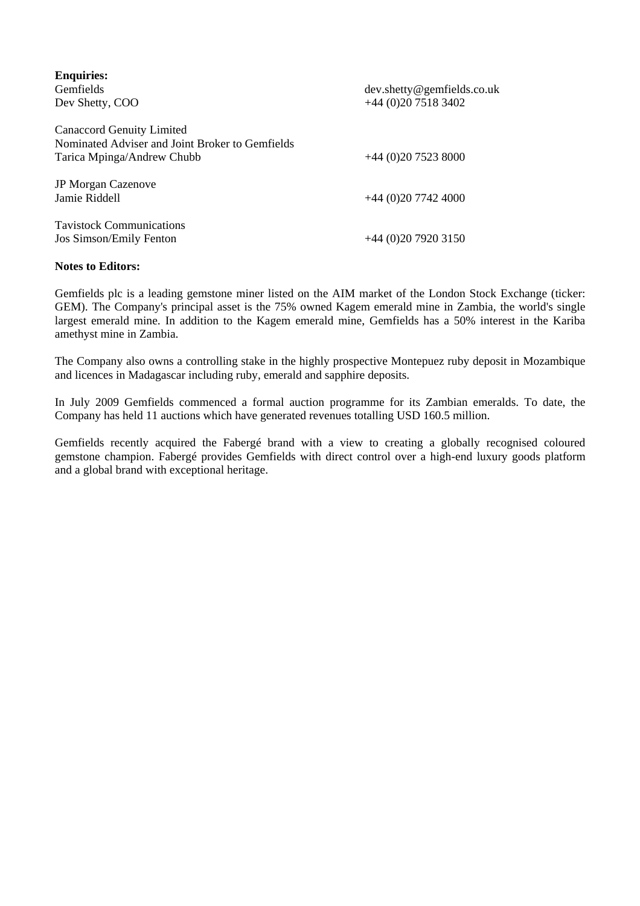**Enquiries:**

| | |
|---|---|
| Gemfields | dev.shetty@gemfields.co.uk |
| Dev Shetty, COO | +44 (0)20 7518 3402 |
| | |
| Canaccord Genuity Limited | |
| Nominated Adviser and Joint Broker to Gemfields | |
| Tarica Mpinga/Andrew Chubb | +44 (0)20 7523 8000 |
| | |
| JP Morgan Cazenove | |
| Jamie Riddell | +44 (0)20 7742 4000 |
| | |
| Tavistock Communications | |
| Jos Simson/Emily Fenton | +44 (0)20 7920 3150 |

**Notes to Editors:**

Gemfields plc is a leading gemstone miner listed on the AIM market of the London Stock Exchange (ticker: GEM). The Company's principal asset is the 75% owned Kagem emerald mine in Zambia, the world's single largest emerald mine. In addition to the Kagem emerald mine, Gemfields has a 50% interest in the Kariba amethyst mine in Zambia.

The Company also owns a controlling stake in the highly prospective Montepuez ruby deposit in Mozambique and licences in Madagascar including ruby, emerald and sapphire deposits.

In July 2009 Gemfields commenced a formal auction programme for its Zambian emeralds. To date, the Company has held 11 auctions which have generated revenues totalling USD 160.5 million.

Gemfields recently acquired the Fabergé brand with a view to creating a globally recognised coloured gemstone champion. Fabergé provides Gemfields with direct control over a high-end luxury goods platform and a global brand with exceptional heritage.